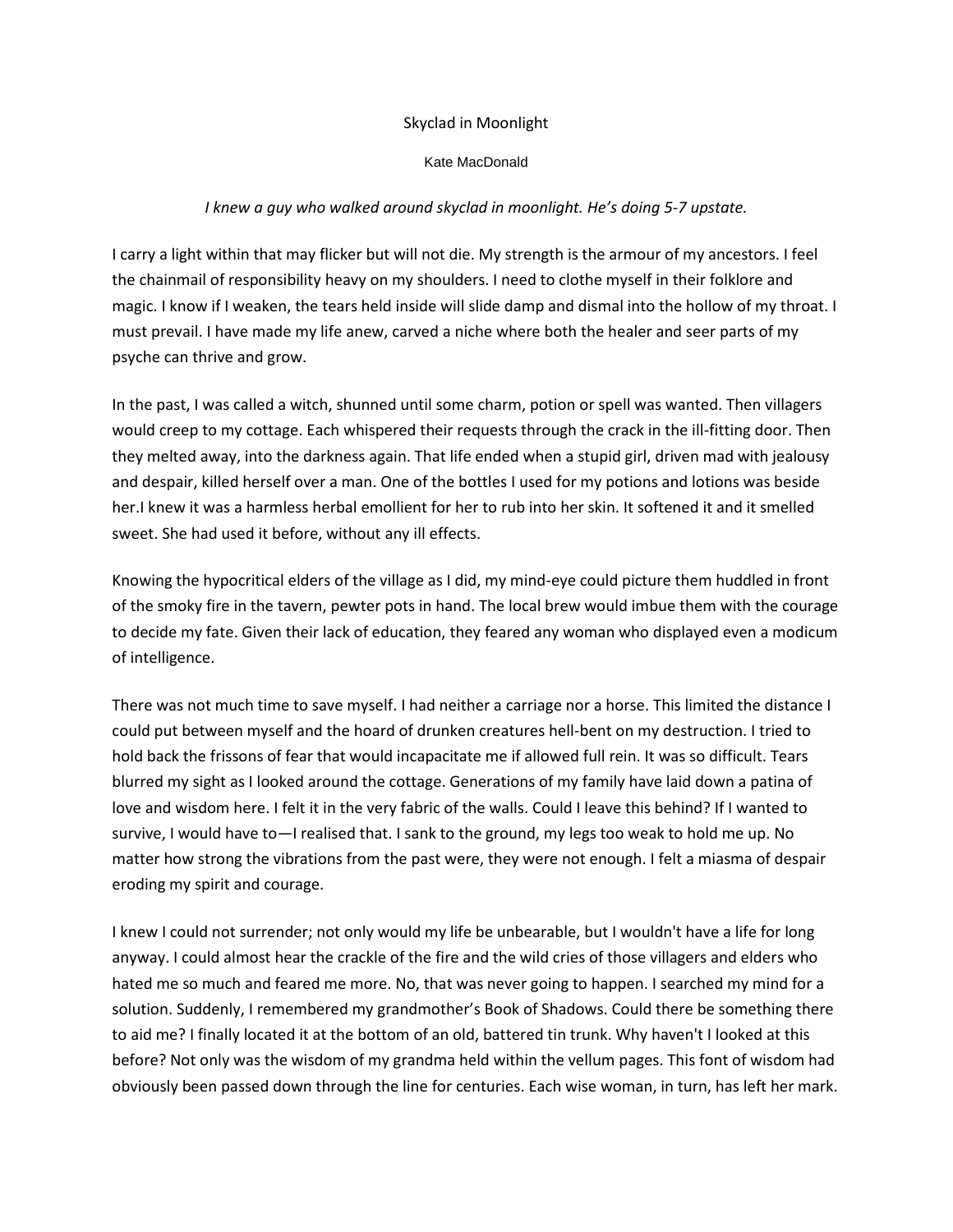# Skyclad in Moonlight

Kate MacDonald

*I knew a guy who walked around skyclad in moonlight. He's doing 5-7 upstate.*

I carry a light within that may flicker but will not die. My strength is the armour of my ancestors. I feel the chainmail of responsibility heavy on my shoulders. I need to clothe myself in their folklore and magic. I know if I weaken, the tears held inside will slide damp and dismal into the hollow of my throat. I must prevail. I have made my life anew, carved a niche where both the healer and seer parts of my psyche can thrive and grow.

In the past, I was called a witch, shunned until some charm, potion or spell was wanted. Then villagers would creep to my cottage. Each whispered their requests through the crack in the ill-fitting door. Then they melted away, into the darkness again. That life ended when a stupid girl, driven mad with jealousy and despair, killed herself over a man. One of the bottles I used for my potions and lotions was beside her.I knew it was a harmless herbal emollient for her to rub into her skin. It softened it and it smelled sweet. She had used it before, without any ill effects.

Knowing the hypocritical elders of the village as I did, my mind-eye could picture them huddled in front of the smoky fire in the tavern, pewter pots in hand. The local brew would imbue them with the courage to decide my fate. Given their lack of education, they feared any woman who displayed even a modicum of intelligence.

There was not much time to save myself. I had neither a carriage nor a horse. This limited the distance I could put between myself and the hoard of drunken creatures hell-bent on my destruction. I tried to hold back the frissons of fear that would incapacitate me if allowed full rein. It was so difficult. Tears blurred my sight as I looked around the cottage. Generations of my family have laid down a patina of love and wisdom here. I felt it in the very fabric of the walls. Could I leave this behind? If I wanted to survive, I would have to—I realised that. I sank to the ground, my legs too weak to hold me up. No matter how strong the vibrations from the past were, they were not enough. I felt a miasma of despair eroding my spirit and courage.

I knew I could not surrender; not only would my life be unbearable, but I wouldn't have a life for long anyway. I could almost hear the crackle of the fire and the wild cries of those villagers and elders who hated me so much and feared me more. No, that was never going to happen. I searched my mind for a solution. Suddenly, I remembered my grandmother's Book of Shadows. Could there be something there to aid me? I finally located it at the bottom of an old, battered tin trunk. Why haven't I looked at this before? Not only was the wisdom of my grandma held within the vellum pages. This font of wisdom had obviously been passed down through the line for centuries. Each wise woman, in turn, has left her mark.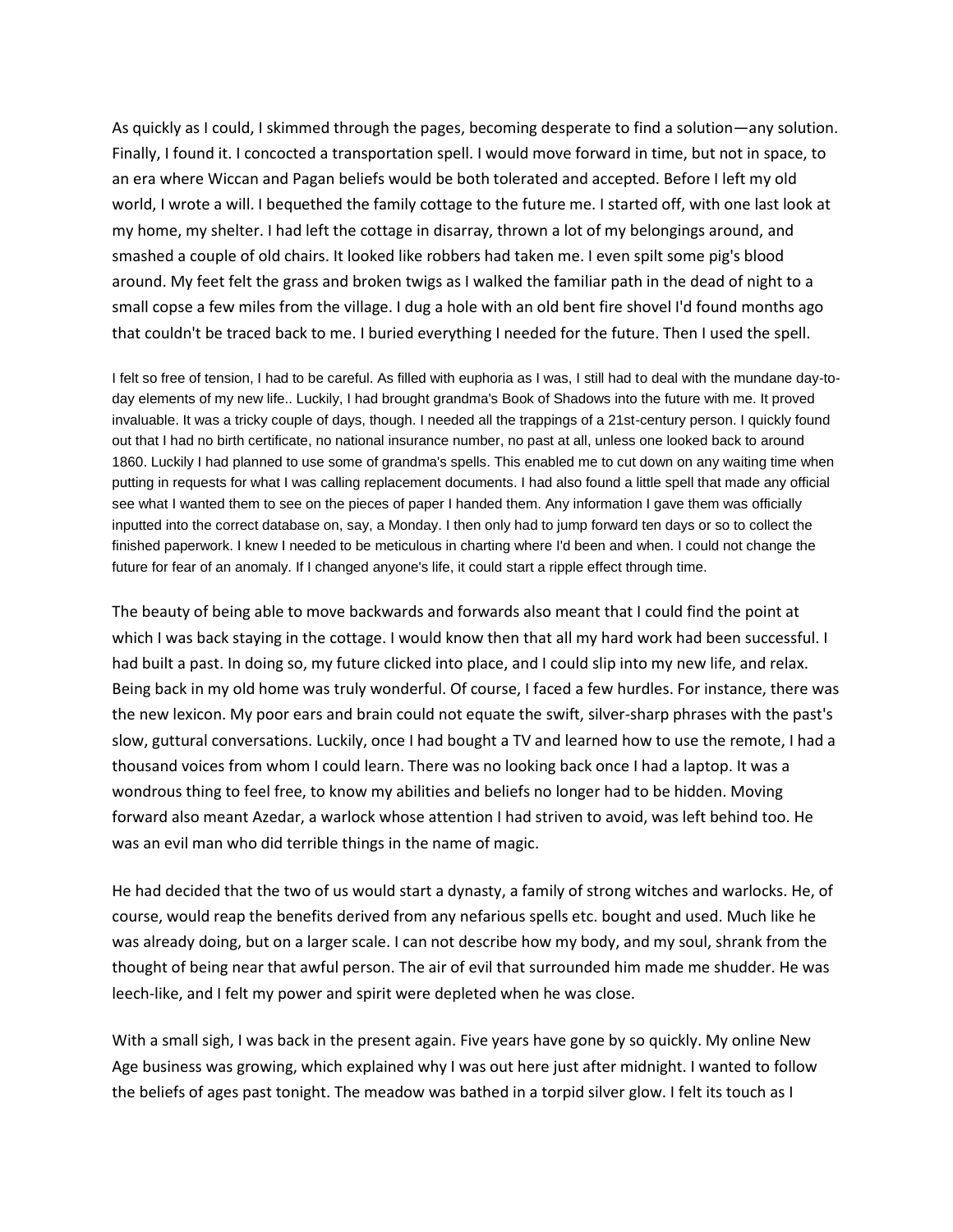As quickly as I could, I skimmed through the pages, becoming desperate to find a solution—any solution. Finally, I found it. I concocted a transportation spell. I would move forward in time, but not in space, to an era where Wiccan and Pagan beliefs would be both tolerated and accepted. Before I left my old world, I wrote a will. I bequethed the family cottage to the future me. I started off, with one last look at my home, my shelter. I had left the cottage in disarray, thrown a lot of my belongings around, and smashed a couple of old chairs. It looked like robbers had taken me. I even spilt some pig's blood around. My feet felt the grass and broken twigs as I walked the familiar path in the dead of night to a small copse a few miles from the village. I dug a hole with an old bent fire shovel I'd found months ago that couldn't be traced back to me. I buried everything I needed for the future. Then I used the spell.

I felt so free of tension, I had to be careful. As filled with euphoria as I was, I still had to deal with the mundane day-to-day elements of my new life.. Luckily, I had brought grandma's Book of Shadows into the future with me. It proved invaluable. It was a tricky couple of days, though. I needed all the trappings of a 21st-century person. I quickly found out that I had no birth certificate, no national insurance number, no past at all, unless one looked back to around 1860. Luckily I had planned to use some of grandma's spells. This enabled me to cut down on any waiting time when putting in requests for what I was calling replacement documents. I had also found a little spell that made any official see what I wanted them to see on the pieces of paper I handed them. Any information I gave them was officially inputted into the correct database on, say, a Monday. I then only had to jump forward ten days or so to collect the finished paperwork. I knew I needed to be meticulous in charting where I'd been and when. I could not change the future for fear of an anomaly. If I changed anyone's life, it could start a ripple effect through time.

The beauty of being able to move backwards and forwards also meant that I could find the point at which I was back staying in the cottage. I would know then that all my hard work had been successful. I had built a past. In doing so, my future clicked into place, and I could slip into my new life, and relax. Being back in my old home was truly wonderful. Of course, I faced a few hurdles. For instance, there was the new lexicon. My poor ears and brain could not equate the swift, silver-sharp phrases with the past's slow, guttural conversations. Luckily, once I had bought a TV and learned how to use the remote, I had a thousand voices from whom I could learn. There was no looking back once I had a laptop. It was a wondrous thing to feel free, to know my abilities and beliefs no longer had to be hidden. Moving forward also meant Azedar, a warlock whose attention I had striven to avoid, was left behind too. He was an evil man who did terrible things in the name of magic.

He had decided that the two of us would start a dynasty, a family of strong witches and warlocks. He, of course, would reap the benefits derived from any nefarious spells etc. bought and used. Much like he was already doing, but on a larger scale. I can not describe how my body, and my soul, shrank from the thought of being near that awful person. The air of evil that surrounded him made me shudder. He was leech-like, and I felt my power and spirit were depleted when he was close.

With a small sigh, I was back in the present again. Five years have gone by so quickly. My online New Age business was growing, which explained why I was out here just after midnight. I wanted to follow the beliefs of ages past tonight. The meadow was bathed in a torpid silver glow. I felt its touch as I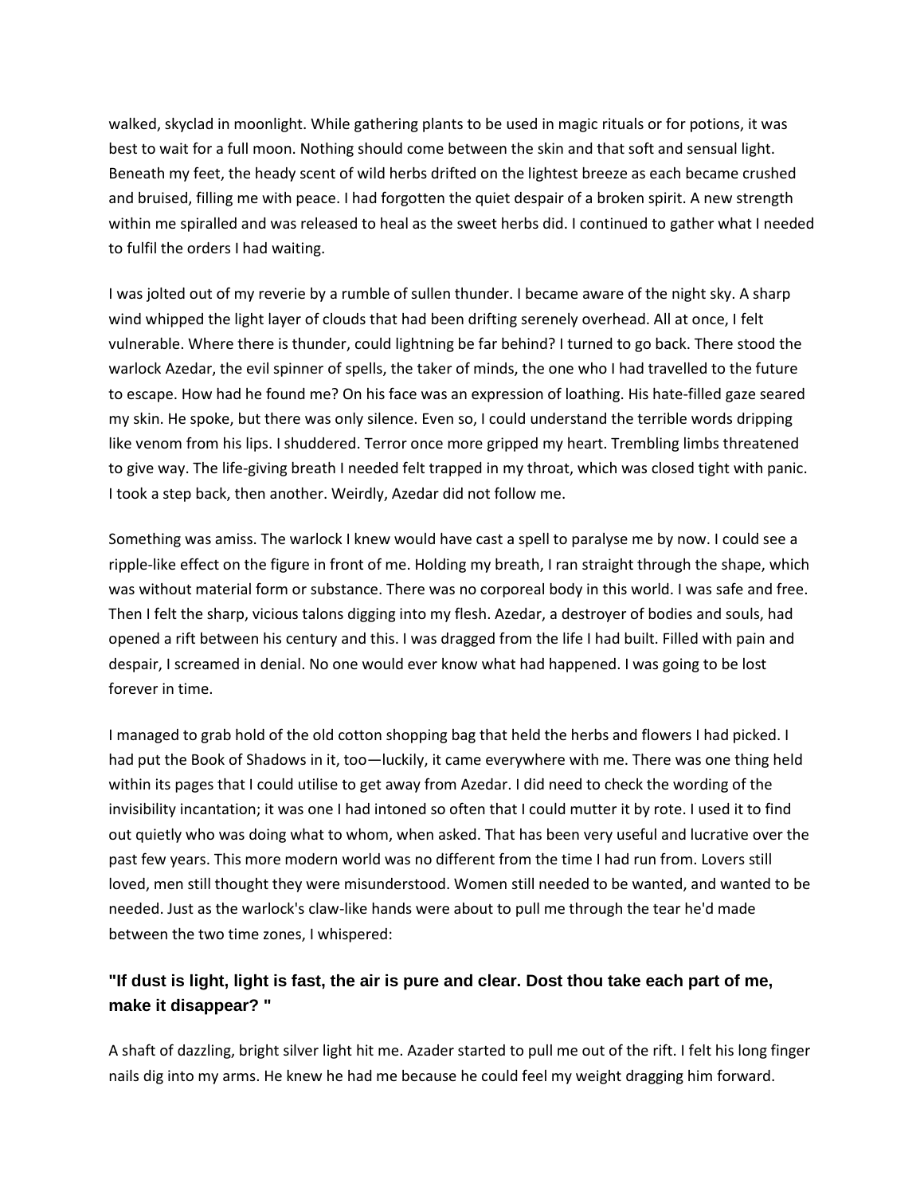walked, skyclad in moonlight. While gathering plants to be used in magic rituals or for potions, it was best to wait for a full moon. Nothing should come between the skin and that soft and sensual light. Beneath my feet, the heady scent of wild herbs drifted on the lightest breeze as each became crushed and bruised, filling me with peace. I had forgotten the quiet despair of a broken spirit. A new strength within me spiralled and was released to heal as the sweet herbs did. I continued to gather what I needed to fulfil the orders I had waiting.

I was jolted out of my reverie by a rumble of sullen thunder. I became aware of the night sky. A sharp wind whipped the light layer of clouds that had been drifting serenely overhead. All at once, I felt vulnerable. Where there is thunder, could lightning be far behind? I turned to go back. There stood the warlock Azedar, the evil spinner of spells, the taker of minds, the one who I had travelled to the future to escape. How had he found me? On his face was an expression of loathing. His hate-filled gaze seared my skin. He spoke, but there was only silence. Even so, I could understand the terrible words dripping like venom from his lips. I shuddered. Terror once more gripped my heart. Trembling limbs threatened to give way. The life-giving breath I needed felt trapped in my throat, which was closed tight with panic. I took a step back, then another. Weirdly, Azedar did not follow me.

Something was amiss. The warlock I knew would have cast a spell to paralyse me by now. I could see a ripple-like effect on the figure in front of me. Holding my breath, I ran straight through the shape, which was without material form or substance. There was no corporeal body in this world. I was safe and free. Then I felt the sharp, vicious talons digging into my flesh. Azedar, a destroyer of bodies and souls, had opened a rift between his century and this. I was dragged from the life I had built. Filled with pain and despair, I screamed in denial. No one would ever know what had happened. I was going to be lost forever in time.

I managed to grab hold of the old cotton shopping bag that held the herbs and flowers I had picked. I had put the Book of Shadows in it, too—luckily, it came everywhere with me. There was one thing held within its pages that I could utilise to get away from Azedar. I did need to check the wording of the invisibility incantation; it was one I had intoned so often that I could mutter it by rote. I used it to find out quietly who was doing what to whom, when asked. That has been very useful and lucrative over the past few years. This more modern world was no different from the time I had run from. Lovers still loved, men still thought they were misunderstood. Women still needed to be wanted, and wanted to be needed. Just as the warlock's claw-like hands were about to pull me through the tear he'd made between the two time zones, I whispered:

**"If dust is light, light is fast, the air is pure and clear. Dost thou take each part of me, make it disappear? "**

A shaft of dazzling, bright silver light hit me. Azader started to pull me out of the rift. I felt his long finger nails dig into my arms. He knew he had me because he could feel my weight dragging him forward.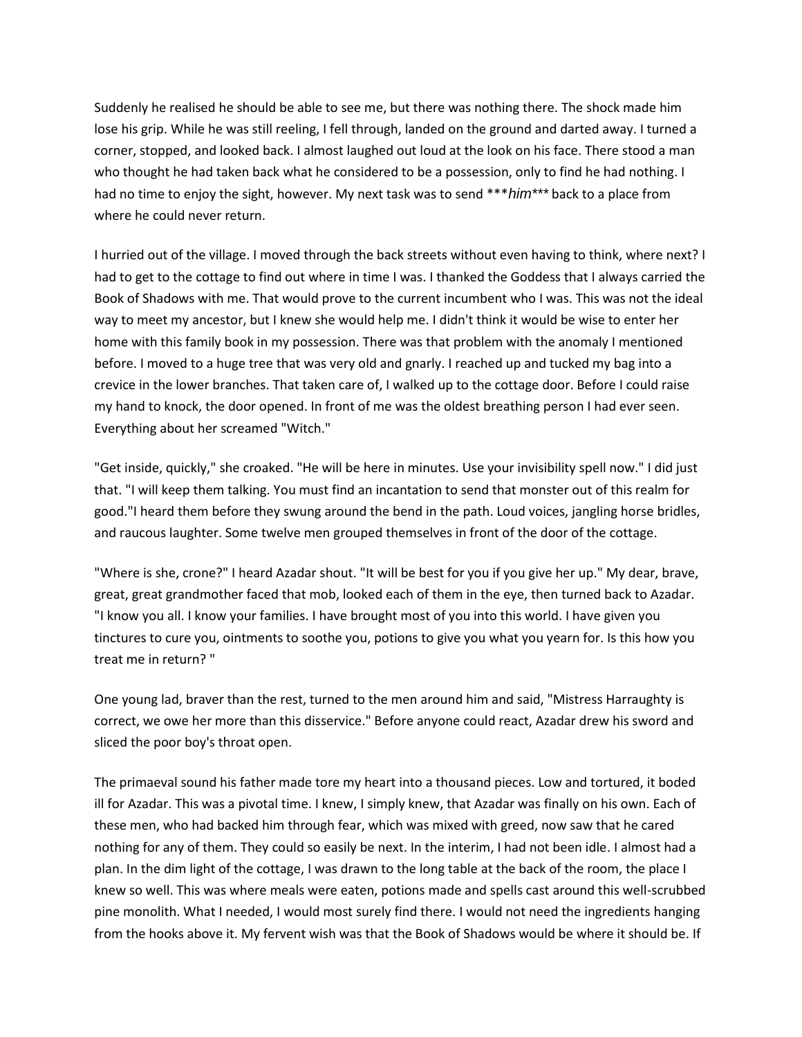Suddenly he realised he should be able to see me, but there was nothing there. The shock made him lose his grip. While he was still reeling, I fell through, landed on the ground and darted away. I turned a corner, stopped, and looked back. I almost laughed out loud at the look on his face. There stood a man who thought he had taken back what he considered to be a possession, only to find he had nothing. I had no time to enjoy the sight, however. My next task was to send ****him**** back to a place from where he could never return.

I hurried out of the village. I moved through the back streets without even having to think, where next? I had to get to the cottage to find out where in time I was. I thanked the Goddess that I always carried the Book of Shadows with me. That would prove to the current incumbent who I was. This was not the ideal way to meet my ancestor, but I knew she would help me. I didn't think it would be wise to enter her home with this family book in my possession. There was that problem with the anomaly I mentioned before. I moved to a huge tree that was very old and gnarly. I reached up and tucked my bag into a crevice in the lower branches. That taken care of, I walked up to the cottage door. Before I could raise my hand to knock, the door opened. In front of me was the oldest breathing person I had ever seen. Everything about her screamed "Witch."

"Get inside, quickly," she croaked. "He will be here in minutes. Use your invisibility spell now." I did just that. "I will keep them talking. You must find an incantation to send that monster out of this realm for good."I heard them before they swung around the bend in the path. Loud voices, jangling horse bridles, and raucous laughter. Some twelve men grouped themselves in front of the door of the cottage.

"Where is she, crone?" I heard Azadar shout. "It will be best for you if you give her up." My dear, brave, great, great grandmother faced that mob, looked each of them in the eye, then turned back to Azadar. "I know you all. I know your families. I have brought most of you into this world. I have given you tinctures to cure you, ointments to soothe you, potions to give you what you yearn for. Is this how you treat me in return? "

One young lad, braver than the rest, turned to the men around him and said, "Mistress Harraughty is correct, we owe her more than this disservice." Before anyone could react, Azadar drew his sword and sliced the poor boy's throat open.

The primaeval sound his father made tore my heart into a thousand pieces. Low and tortured, it boded ill for Azadar. This was a pivotal time. I knew, I simply knew, that Azadar was finally on his own. Each of these men, who had backed him through fear, which was mixed with greed, now saw that he cared nothing for any of them. They could so easily be next. In the interim, I had not been idle. I almost had a plan. In the dim light of the cottage, I was drawn to the long table at the back of the room, the place I knew so well. This was where meals were eaten, potions made and spells cast around this well-scrubbed pine monolith. What I needed, I would most surely find there. I would not need the ingredients hanging from the hooks above it. My fervent wish was that the Book of Shadows would be where it should be. If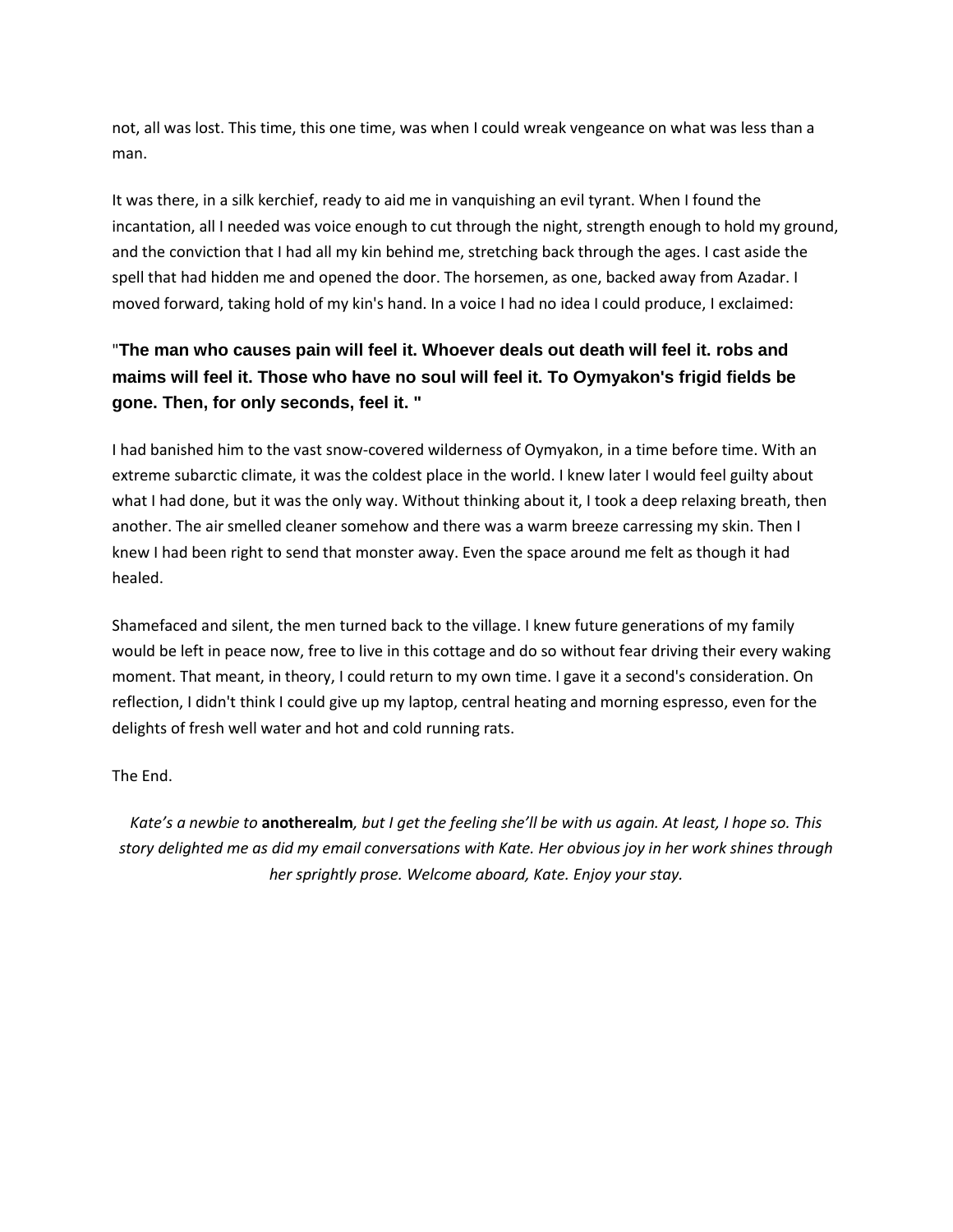not, all was lost. This time, this one time, was when I could wreak vengeance on what was less than a man.

It was there, in a silk kerchief, ready to aid me in vanquishing an evil tyrant. When I found the incantation, all I needed was voice enough to cut through the night, strength enough to hold my ground, and the conviction that I had all my kin behind me, stretching back through the ages. I cast aside the spell that had hidden me and opened the door. The horsemen, as one, backed away from Azadar. I moved forward, taking hold of my kin's hand. In a voice I had no idea I could produce, I exclaimed:

"**The man who causes pain will feel it. Whoever deals out death will feel it. robs and maims will feel it. Those who have no soul will feel it. To Oymyakon's frigid fields be gone. Then, for only seconds, feel it. "**

I had banished him to the vast snow-covered wilderness of Oymyakon, in a time before time. With an extreme subarctic climate, it was the coldest place in the world. I knew later I would feel guilty about what I had done, but it was the only way. Without thinking about it, I took a deep relaxing breath, then another. The air smelled cleaner somehow and there was a warm breeze carressing my skin. Then I knew I had been right to send that monster away. Even the space around me felt as though it had healed.

Shamefaced and silent, the men turned back to the village. I knew future generations of my family would be left in peace now, free to live in this cottage and do so without fear driving their every waking moment. That meant, in theory, I could return to my own time. I gave it a second's consideration. On reflection, I didn't think I could give up my laptop, central heating and morning espresso, even for the delights of fresh well water and hot and cold running rats.

The End.

*Kate's a newbie to* **anotherealm***, but I get the feeling she'll be with us again. At least, I hope so. This story delighted me as did my email conversations with Kate. Her obvious joy in her work shines through her sprightly prose. Welcome aboard, Kate. Enjoy your stay.*